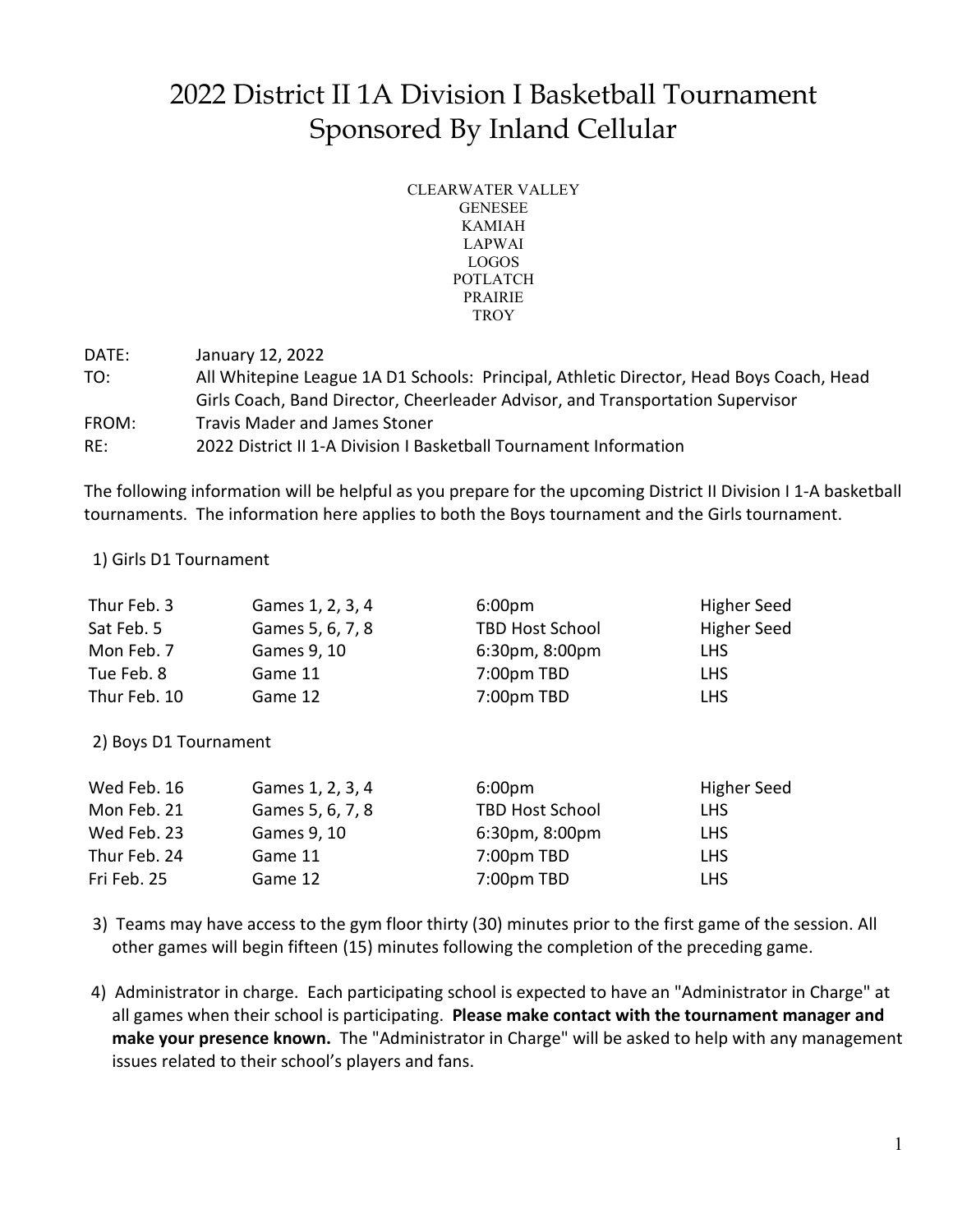# 2022 District II 1A Division I Basketball Tournament Sponsored By Inland Cellular

CLEARWATER VALLEY
GENESEE
KAMIAH
LAPWAI
LOGOS
POTLATCH
PRAIRIE
TROY

DATE: January 12, 2022

TO: All Whitepine League 1A D1 Schools: Principal, Athletic Director, Head Boys Coach, Head Girls Coach, Band Director, Cheerleader Advisor, and Transportation Supervisor

FROM: Travis Mader and James Stoner

RE: 2022 District II 1-A Division I Basketball Tournament Information

The following information will be helpful as you prepare for the upcoming District II Division I 1-A basketball tournaments. The information here applies to both the Boys tournament and the Girls tournament.

1) Girls D1 Tournament

| | | | |
|---|---|---|---|
| Thur Feb. 3 | Games 1, 2, 3, 4 | 6:00pm | Higher Seed |
| Sat Feb. 5 | Games 5, 6, 7, 8 | TBD Host School | Higher Seed |
| Mon Feb. 7 | Games 9, 10 | 6:30pm, 8:00pm | LHS |
| Tue Feb. 8 | Game 11 | 7:00pm TBD | LHS |
| Thur Feb. 10 | Game 12 | 7:00pm TBD | LHS |

2) Boys D1 Tournament

| | | | |
|---|---|---|---|
| Wed Feb. 16 | Games 1, 2, 3, 4 | 6:00pm | Higher Seed |
| Mon Feb. 21 | Games 5, 6, 7, 8 | TBD Host School | LHS |
| Wed Feb. 23 | Games 9, 10 | 6:30pm, 8:00pm | LHS |
| Thur Feb. 24 | Game 11 | 7:00pm TBD | LHS |
| Fri Feb. 25 | Game 12 | 7:00pm TBD | LHS |

3) Teams may have access to the gym floor thirty (30) minutes prior to the first game of the session. All other games will begin fifteen (15) minutes following the completion of the preceding game.

4) Administrator in charge. Each participating school is expected to have an "Administrator in Charge" at all games when their school is participating. **Please make contact with the tournament manager and make your presence known.** The "Administrator in Charge" will be asked to help with any management issues related to their school's players and fans.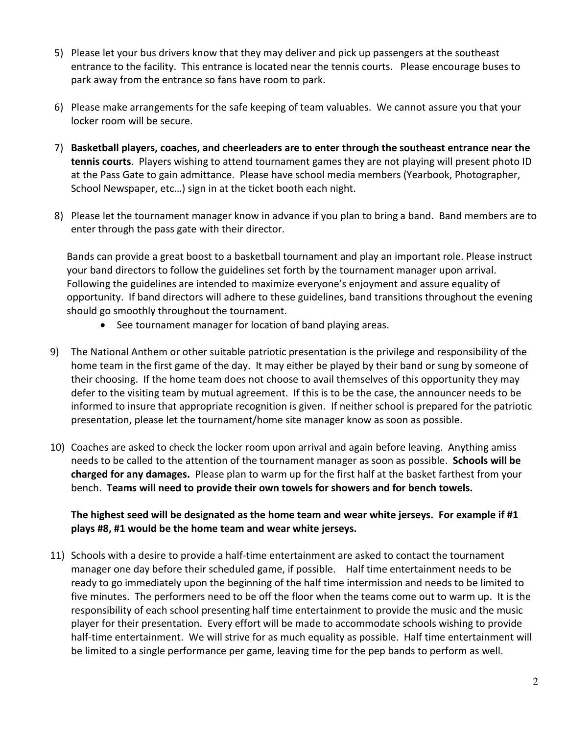5) Please let your bus drivers know that they may deliver and pick up passengers at the southeast entrance to the facility. This entrance is located near the tennis courts. Please encourage buses to park away from the entrance so fans have room to park.

6) Please make arrangements for the safe keeping of team valuables. We cannot assure you that your locker room will be secure.

7) **Basketball players, coaches, and cheerleaders are to enter through the southeast entrance near the tennis courts**. Players wishing to attend tournament games they are not playing will present photo ID at the Pass Gate to gain admittance. Please have school media members (Yearbook, Photographer, School Newspaper, etc…) sign in at the ticket booth each night.

8) Please let the tournament manager know in advance if you plan to bring a band. Band members are to enter through the pass gate with their director.

   Bands can provide a great boost to a basketball tournament and play an important role. Please instruct your band directors to follow the guidelines set forth by the tournament manager upon arrival. Following the guidelines are intended to maximize everyone's enjoyment and assure equality of opportunity. If band directors will adhere to these guidelines, band transitions throughout the evening should go smoothly throughout the tournament.

   - See tournament manager for location of band playing areas.

9) The National Anthem or other suitable patriotic presentation is the privilege and responsibility of the home team in the first game of the day. It may either be played by their band or sung by someone of their choosing. If the home team does not choose to avail themselves of this opportunity they may defer to the visiting team by mutual agreement. If this is to be the case, the announcer needs to be informed to insure that appropriate recognition is given. If neither school is prepared for the patriotic presentation, please let the tournament/home site manager know as soon as possible.

10) Coaches are asked to check the locker room upon arrival and again before leaving. Anything amiss needs to be called to the attention of the tournament manager as soon as possible. **Schools will be charged for any damages.** Please plan to warm up for the first half at the basket farthest from your bench. **Teams will need to provide their own towels for showers and for bench towels.**

    **The highest seed will be designated as the home team and wear white jerseys. For example if #1 plays #8, #1 would be the home team and wear white jerseys.**

11) Schools with a desire to provide a half-time entertainment are asked to contact the tournament manager one day before their scheduled game, if possible. Half time entertainment needs to be ready to go immediately upon the beginning of the half time intermission and needs to be limited to five minutes. The performers need to be off the floor when the teams come out to warm up. It is the responsibility of each school presenting half time entertainment to provide the music and the music player for their presentation. Every effort will be made to accommodate schools wishing to provide half-time entertainment. We will strive for as much equality as possible. Half time entertainment will be limited to a single performance per game, leaving time for the pep bands to perform as well.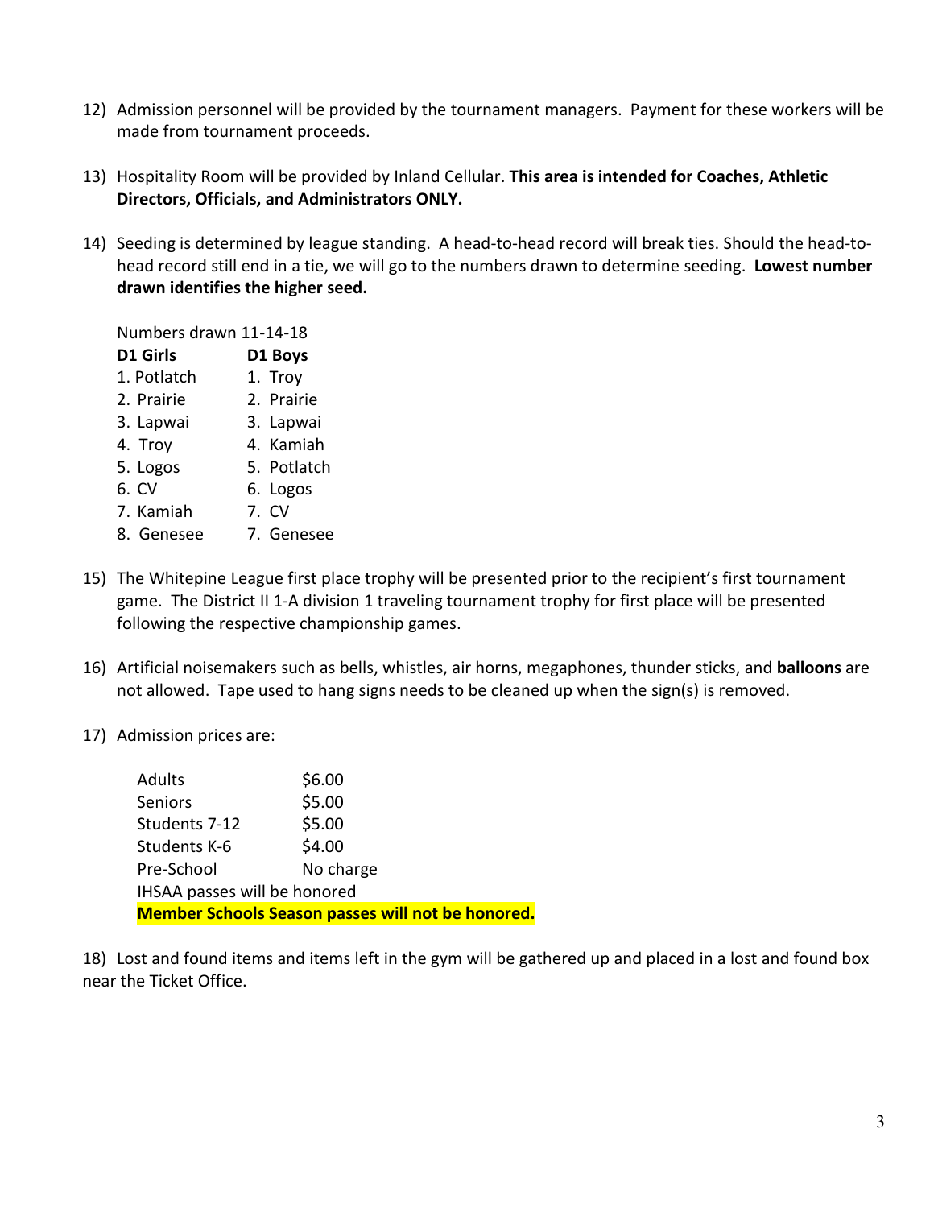12) Admission personnel will be provided by the tournament managers. Payment for these workers will be made from tournament proceeds.

13) Hospitality Room will be provided by Inland Cellular. **This area is intended for Coaches, Athletic Directors, Officials, and Administrators ONLY.**

14) Seeding is determined by league standing. A head-to-head record will break ties. Should the head-to-head record still end in a tie, we will go to the numbers drawn to determine seeding. **Lowest number drawn identifies the higher seed.**

Numbers drawn 11-14-18

| **D1 Girls** | **D1 Boys** |
|---|---|
| 1. Potlatch | 1. Troy |
| 2. Prairie | 2. Prairie |
| 3. Lapwai | 3. Lapwai |
| 4. Troy | 4. Kamiah |
| 5. Logos | 5. Potlatch |
| 6. CV | 6. Logos |
| 7. Kamiah | 7. CV |
| 8. Genesee | 7. Genesee |

15) The Whitepine League first place trophy will be presented prior to the recipient's first tournament game. The District II 1-A division 1 traveling tournament trophy for first place will be presented following the respective championship games.

16) Artificial noisemakers such as bells, whistles, air horns, megaphones, thunder sticks, and **balloons** are not allowed. Tape used to hang signs needs to be cleaned up when the sign(s) is removed.

17) Admission prices are:

| | |
|---|---|
| Adults | $6.00 |
| Seniors | $5.00 |
| Students 7-12 | $5.00 |
| Students K-6 | $4.00 |
| Pre-School | No charge |

IHSAA passes will be honored

**Member Schools Season passes will not be honored.**

18) Lost and found items and items left in the gym will be gathered up and placed in a lost and found box near the Ticket Office.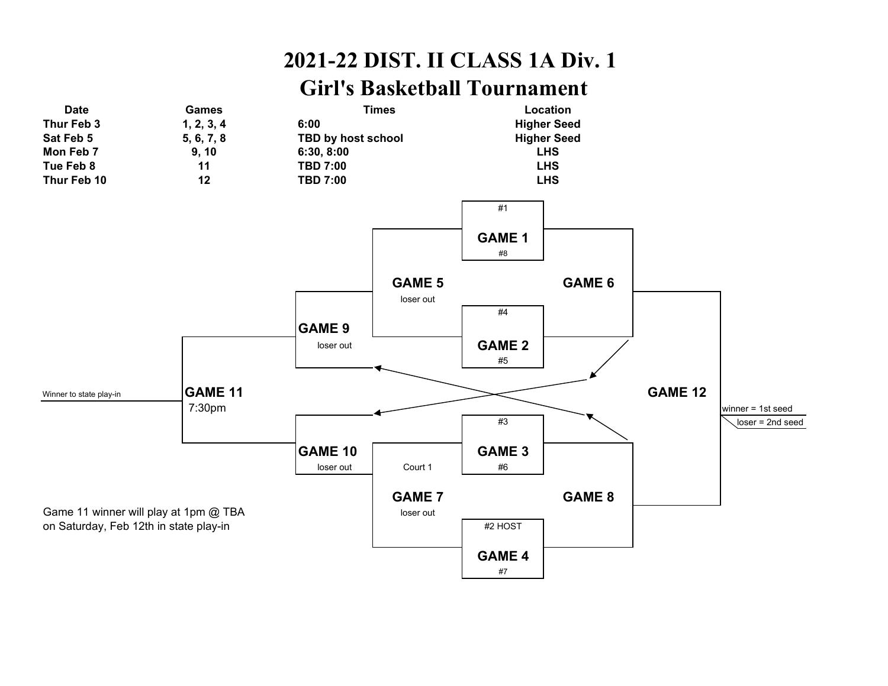# 2021-22 DIST. II CLASS 1A Div. 1
# Girl's Basketball Tournament

| Date | Games | Times | Location |
| --- | --- | --- | --- |
| Thur Feb 3 | 1, 2, 3, 4 | 6:00 | Higher Seed |
| Sat Feb 5 | 5, 6, 7, 8 | TBD by host school | Higher Seed |
| Mon Feb 7 | 9, 10 | 6:30, 8:00 | LHS |
| Tue Feb 8 | 11 | TBD 7:00 | LHS |
| Thur Feb 10 | 12 | TBD 7:00 | LHS |

#1

**GAME 1**

#8

**GAME 5**

loser out

**GAME 6**

#4

**GAME 9**

loser out

**GAME 2**

#5

Winner to state play-in

**GAME 11**

7:30pm

**GAME 12**

winner = 1st seed

loser = 2nd seed

#3

**GAME 10**

loser out

Court 1

**GAME 3**

#6

**GAME 7**

loser out

**GAME 8**

#2 HOST

**GAME 4**

#7

Game 11 winner will play at 1pm @ TBA on Saturday, Feb 12th in state play-in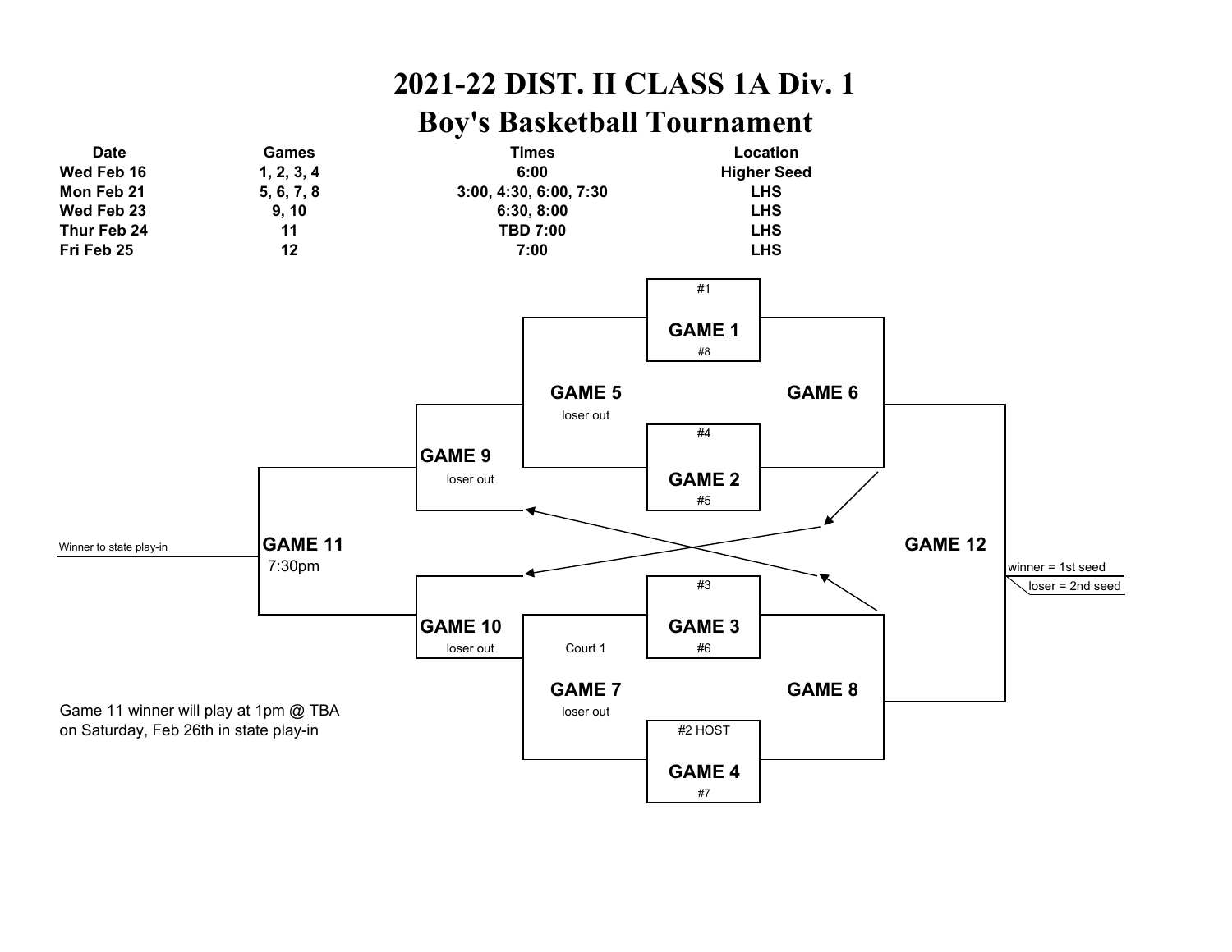# 2021-22 DIST. II CLASS 1A Div. 1
# Boy's Basketball Tournament

| Date | Games | Times | Location |
| --- | --- | --- | --- |
| Wed Feb 16 | 1, 2, 3, 4 | 6:00 | Higher Seed |
| Mon Feb 21 | 5, 6, 7, 8 | 3:00, 4:30, 6:00, 7:30 | LHS |
| Wed Feb 23 | 9, 10 | 6:30, 8:00 | LHS |
| Thur Feb 24 | 11 | TBD 7:00 | LHS |
| Fri Feb 25 | 12 | 7:00 | LHS |

#1

GAME 1

#8

GAME 5

loser out

GAME 6

#4

GAME 9

loser out

GAME 2

#5

Winner to state play-in

GAME 11

7:30pm

GAME 12

winner = 1st seed

loser = 2nd seed

#3

GAME 10

loser out

Court 1

GAME 3

#6

GAME 7

loser out

GAME 8

#2 HOST

GAME 4

#7

Game 11 winner will play at 1pm @ TBA
on Saturday, Feb 26th in state play-in